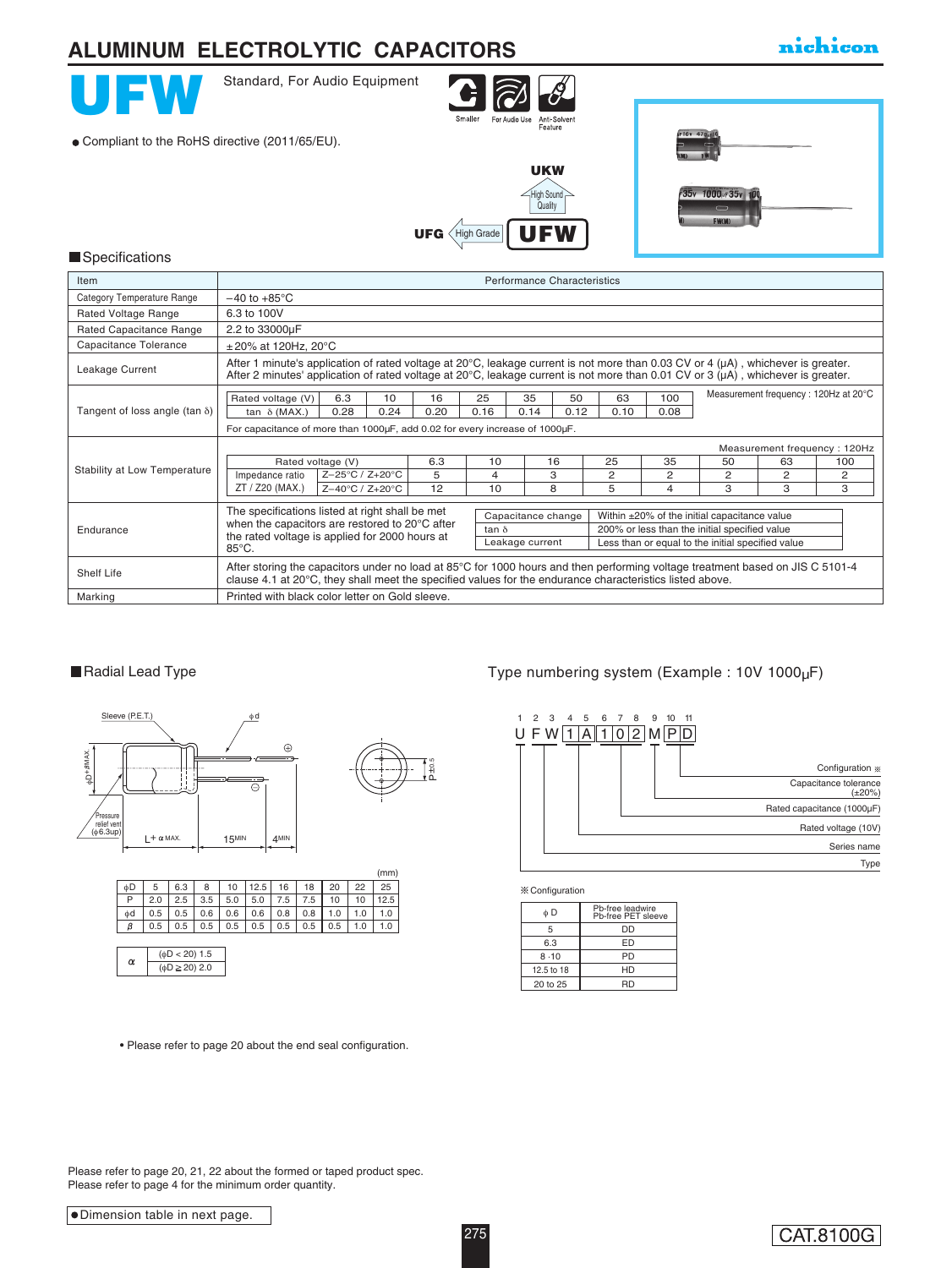# ALUMINUM ELECTROLYTIC CAPACITORS

nichicon

# UFW

Standard, For Audio Equipment

Smaller | For Audio Use | Anti-Solvent Feature

- Compliant to the RoHS directive (2011/65/EU).

UKW — High Sound Quality

UFG ← High Grade — UFW

## ■Specifications

| Item | Performance Characteristics |
|---|---|
| Category Temperature Range | −40 to +85°C |
| Rated Voltage Range | 6.3 to 100V |
| Rated Capacitance Range | 2.2 to 33000µF |
| Capacitance Tolerance | ±20% at 120Hz, 20°C |
| Leakage Current | After 1 minute's application of rated voltage at 20°C, leakage current is not more than 0.03 CV or 4 (µA) , whichever is greater. After 2 minutes' application of rated voltage at 20°C, leakage current is not more than 0.01 CV or 3 (µA) , whichever is greater. |
| Tangent of loss angle (tan δ) | See table below. For capacitance of more than 1000µF, add 0.02 for every increase of 1000µF. |
| Stability at Low Temperature | See table below. |
| Endurance | The specifications listed at right shall be met when the capacitors are restored to 20°C after the rated voltage is applied for 2000 hours at 85°C. |
| Shelf Life | After storing the capacitors under no load at 85°C for 1000 hours and then performing voltage treatment based on JIS C 5101-4 clause 4.1 at 20°C, they shall meet the specified values for the endurance characteristics listed above. |
| Marking | Printed with black color letter on Gold sleeve. |

**Tangent of loss angle (tan δ)** — Measurement frequency : 120Hz at 20°C

| Rated voltage (V) | 6.3 | 10 | 16 | 25 | 35 | 50 | 63 | 100 |
|---|---|---|---|---|---|---|---|---|
| tan δ (MAX.) | 0.28 | 0.24 | 0.20 | 0.16 | 0.14 | 0.12 | 0.10 | 0.08 |

For capacitance of more than 1000µF, add 0.02 for every increase of 1000µF.

**Stability at Low Temperature** — Measurement frequency : 120Hz

| Rated voltage (V) | | 6.3 | 10 | 16 | 25 | 35 | 50 | 63 | 100 |
|---|---|---|---|---|---|---|---|---|---|
| Impedance ratio ZT / Z20 (MAX.) | Z−25°C / Z+20°C | 5 | 4 | 3 | 2 | 2 | 2 | 2 | 2 |
| | Z−40°C / Z+20°C | 12 | 10 | 8 | 5 | 4 | 3 | 3 | 3 |

**Endurance**

| Capacitance change | Within ±20% of the initial capacitance value |
|---|---|
| tan δ | 200% or less than the initial specified value |
| Leakage current | Less than or equal to the initial specified value |

## ■Radial Lead Type

Sleeve (P.E.T.), φd, φD+βMAX., Pressure relief vent (φ6.3up), L+α MAX., 15MIN, 4MIN, P±0.5

(mm)

| φD | 5 | 6.3 | 8 | 10 | 12.5 | 16 | 18 | 20 | 22 | 25 |
|---|---|---|---|---|---|---|---|---|---|---|
| P | 2.0 | 2.5 | 3.5 | 5.0 | 5.0 | 7.5 | 7.5 | 10 | 10 | 12.5 |
| φd | 0.5 | 0.5 | 0.6 | 0.6 | 0.6 | 0.8 | 0.8 | 1.0 | 1.0 | 1.0 |
| β | 0.5 | 0.5 | 0.5 | 0.5 | 0.5 | 0.5 | 0.5 | 0.5 | 1.0 | 1.0 |

| α | (φD < 20) 1.5 |
|---|---|
| | (φD ≧ 20) 2.0 |

- Please refer to page 20 about the end seal configuration.

## Type numbering system (Example : 10V 1000µF)

| 1 | 2 | 3 | 4 | 5 | 6 | 7 | 8 | 9 | 10 | 11 |
|---|---|---|---|---|---|---|---|---|---|---|
| U | F | W | 1 | A | 1 | 0 | 2 | M | P | D |

- U: Type
- F W: Series name
- 1 A: Rated voltage (10V)
- 1 0 2: Rated capacitance (1000µF)
- M: Capacitance tolerance (±20%)
- P D: Configuration ※

※Configuration

| φD | Pb-free leadwire Pb-free PET sleeve |
|---|---|
| 5 | DD |
| 6.3 | ED |
| 8 ·10 | PD |
| 12.5 to 18 | HD |
| 20 to 25 | RD |

Please refer to page 20, 21, 22 about the formed or taped product spec.
Please refer to page 4 for the minimum order quantity.

- Dimension table in next page.

CAT.8100G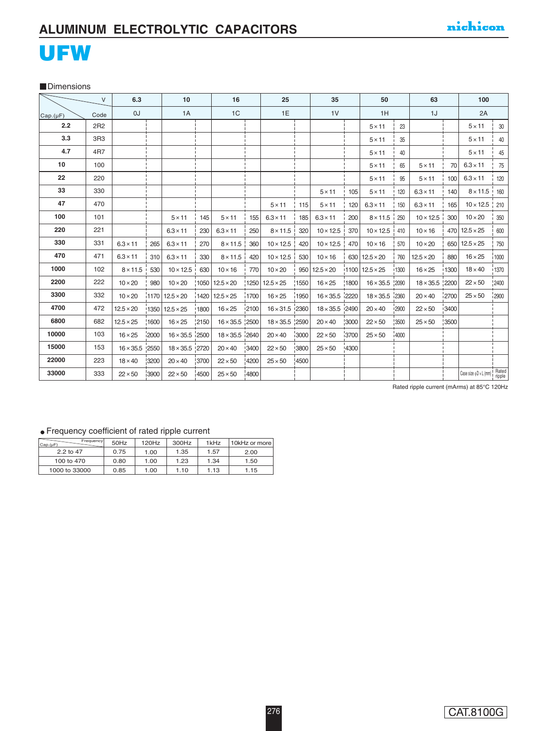# ALUMINUM ELECTROLYTIC CAPACITORS

# UFW

## Dimensions

| Cap.(μF) \ V | Code | 6.3 | | 10 | | 16 | | 25 | | 35 | | 50 | | 63 | | 100 | |
|---|---|---|---|---|---|---|---|---|---|---|---|---|---|---|---|---|---|
| | | 0J | | 1A | | 1C | | 1E | | 1V | | 1H | | 1J | | 2A | |
| 2.2 | 2R2 | | | | | | | | | | | 5×11 | 23 | | | 5×11 | 30 |
| 3.3 | 3R3 | | | | | | | | | | | 5×11 | 35 | | | 5×11 | 40 |
| 4.7 | 4R7 | | | | | | | | | | | 5×11 | 40 | | | 5×11 | 45 |
| 10 | 100 | | | | | | | | | | | 5×11 | 65 | 5×11 | 70 | 6.3×11 | 75 |
| 22 | 220 | | | | | | | | | | | 5×11 | 95 | 5×11 | 100 | 6.3×11 | 120 |
| 33 | 330 | | | | | | | | | 5×11 | 105 | 5×11 | 120 | 6.3×11 | 140 | 8×11.5 | 160 |
| 47 | 470 | | | | | | | 5×11 | 115 | 5×11 | 120 | 6.3×11 | 150 | 6.3×11 | 165 | 10×12.5 | 210 |
| 100 | 101 | | | 5×11 | 145 | 5×11 | 155 | 6.3×11 | 185 | 6.3×11 | 200 | 8×11.5 | 250 | 10×12.5 | 300 | 10×20 | 350 |
| 220 | 221 | | | 6.3×11 | 230 | 6.3×11 | 250 | 8×11.5 | 320 | 10×12.5 | 370 | 10×12.5 | 410 | 10×16 | 470 | 12.5×25 | 600 |
| 330 | 331 | 6.3×11 | 265 | 6.3×11 | 270 | 8×11.5 | 360 | 10×12.5 | 420 | 10×12.5 | 470 | 10×16 | 570 | 10×20 | 650 | 12.5×25 | 750 |
| 470 | 471 | 6.3×11 | 310 | 6.3×11 | 330 | 8×11.5 | 420 | 10×12.5 | 530 | 10×16 | 630 | 12.5×20 | 760 | 12.5×20 | 880 | 16×25 | 1000 |
| 1000 | 102 | 8×11.5 | 530 | 10×12.5 | 630 | 10×16 | 770 | 10×20 | 950 | 12.5×20 | 1100 | 12.5×25 | 1300 | 16×25 | 1300 | 18×40 | 1370 |
| 2200 | 222 | 10×20 | 980 | 10×20 | 1050 | 12.5×20 | 1250 | 12.5×25 | 1550 | 16×25 | 1800 | 16×35.5 | 2090 | 18×35.5 | 2200 | 22×50 | 2400 |
| 3300 | 332 | 10×20 | 1170 | 12.5×20 | 1420 | 12.5×25 | 1700 | 16×25 | 1950 | 16×35.5 | 2220 | 18×35.5 | 2360 | 20×40 | 2700 | 25×50 | 2900 |
| 4700 | 472 | 12.5×20 | 1350 | 12.5×25 | 1800 | 16×25 | 2100 | 16×31.5 | 2360 | 18×35.5 | 2490 | 20×40 | 2900 | 22×50 | 3400 | | |
| 6800 | 682 | 12.5×25 | 1600 | 16×25 | 2150 | 16×35.5 | 2500 | 18×35.5 | 2590 | 20×40 | 3000 | 22×50 | 3500 | 25×50 | 3500 | | |
| 10000 | 103 | 16×25 | 2000 | 16×35.5 | 2500 | 18×35.5 | 2640 | 20×40 | 3000 | 22×50 | 3700 | 25×50 | 4000 | | | | |
| 15000 | 153 | 16×35.5 | 2550 | 18×35.5 | 2720 | 20×40 | 3400 | 22×50 | 3800 | 25×50 | 4300 | | | | | | |
| 22000 | 223 | 18×40 | 3200 | 20×40 | 3700 | 22×50 | 4200 | 25×50 | 4500 | | | | | | | | |
| 33000 | 333 | 22×50 | 3900 | 22×50 | 4500 | 25×50 | 4800 | | | | | | | | | Case size φD×L (mm) | Rated ripple |

Rated ripple current (mArms) at 85°C 120Hz

● Frequency coefficient of rated ripple current

| Cap.(μF) \ Frequency | 50Hz | 120Hz | 300Hz | 1kHz | 10kHz or more |
|---|---|---|---|---|---|
| 2.2 to 47 | 0.75 | 1.00 | 1.35 | 1.57 | 2.00 |
| 100 to 470 | 0.80 | 1.00 | 1.23 | 1.34 | 1.50 |
| 1000 to 33000 | 0.85 | 1.00 | 1.10 | 1.13 | 1.15 |